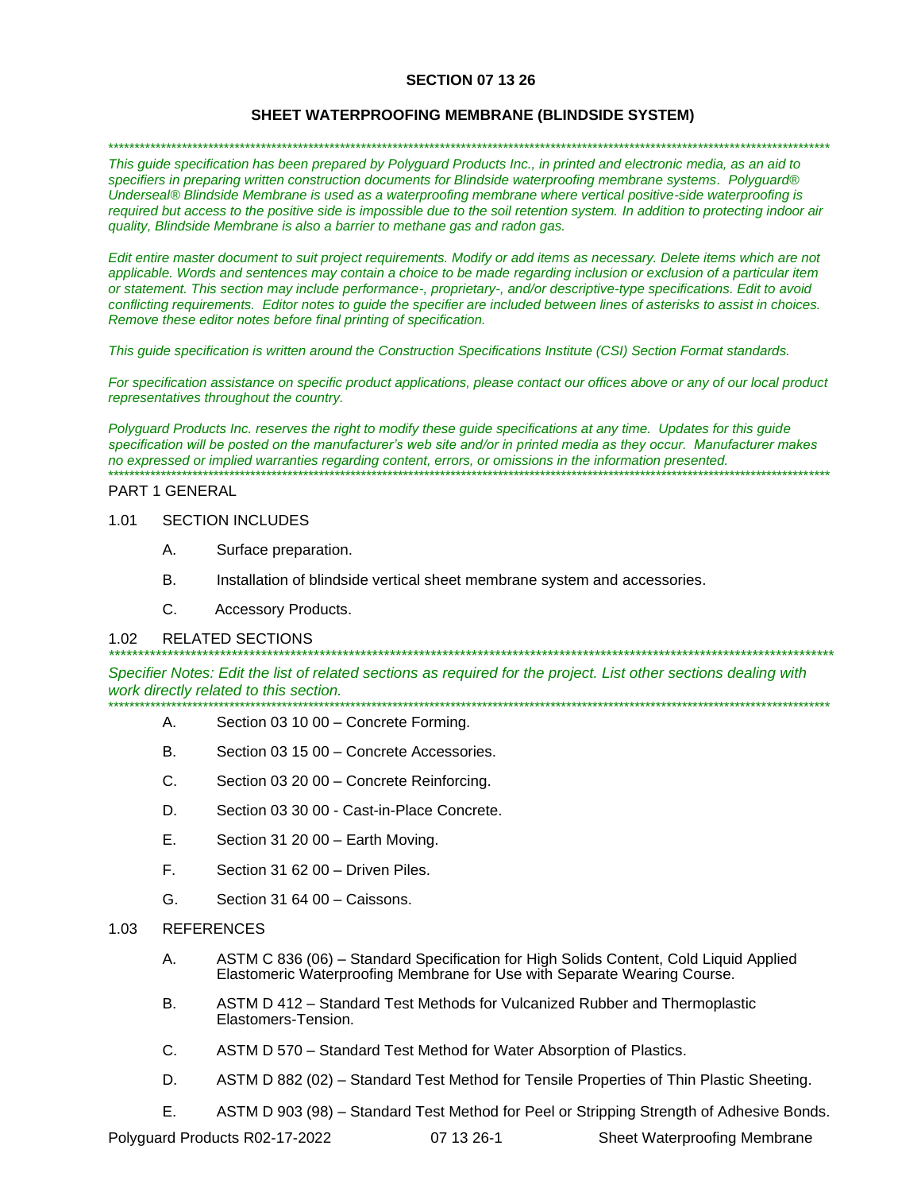# SECTION 07 13 26

## SHEET WATERPROOFING MEMBRANE (BLINDSIDE SYSTEM)

*************************************************************************************************************************************

*This guide specification has been prepared by Polyguard Products Inc., in printed and electronic media, as an aid to specifiers in preparing written construction documents for Blindside waterproofing membrane systems. Polyguard® Underseal® Blindside Membrane is used as a waterproofing membrane where vertical positive-side waterproofing is required but access to the positive side is impossible due to the soil retention system. In addition to protecting indoor air quality, Blindside Membrane is also a barrier to methane gas and radon gas.*

*Edit entire master document to suit project requirements. Modify or add items as necessary. Delete items which are not applicable. Words and sentences may contain a choice to be made regarding inclusion or exclusion of a particular item or statement. This section may include performance-, proprietary-, and/or descriptive-type specifications. Edit to avoid conflicting requirements. Editor notes to guide the specifier are included between lines of asterisks to assist in choices. Remove these editor notes before final printing of specification.*

*This guide specification is written around the Construction Specifications Institute (CSI) Section Format standards.*

*For specification assistance on specific product applications, please contact our offices above or any of our local product representatives throughout the country.*

*Polyguard Products Inc. reserves the right to modify these guide specifications at any time. Updates for this guide specification will be posted on the manufacturer's web site and/or in printed media as they occur. Manufacturer makes no expressed or implied warranties regarding content, errors, or omissions in the information presented.*

*************************************************************************************************************************************

PART 1 GENERAL

1.01 SECTION INCLUDES

- A. Surface preparation.
- B. Installation of blindside vertical sheet membrane system and accessories.
- C. Accessory Products.

1.02 RELATED SECTIONS

*************************************************************************************************************************************

*Specifier Notes: Edit the list of related sections as required for the project. List other sections dealing with work directly related to this section.*

*************************************************************************************************************************************

- A. Section 03 10 00 – Concrete Forming.
- B. Section 03 15 00 – Concrete Accessories.
- C. Section 03 20 00 – Concrete Reinforcing.
- D. Section 03 30 00 - Cast-in-Place Concrete.
- E. Section 31 20 00 – Earth Moving.
- F. Section 31 62 00 – Driven Piles.
- G. Section 31 64 00 – Caissons.

1.03 REFERENCES

- A. ASTM C 836 (06) – Standard Specification for High Solids Content, Cold Liquid Applied Elastomeric Waterproofing Membrane for Use with Separate Wearing Course.
- B. ASTM D 412 – Standard Test Methods for Vulcanized Rubber and Thermoplastic Elastomers-Tension.
- C. ASTM D 570 – Standard Test Method for Water Absorption of Plastics.
- D. ASTM D 882 (02) – Standard Test Method for Tensile Properties of Thin Plastic Sheeting.
- E. ASTM D 903 (98) – Standard Test Method for Peel or Stripping Strength of Adhesive Bonds.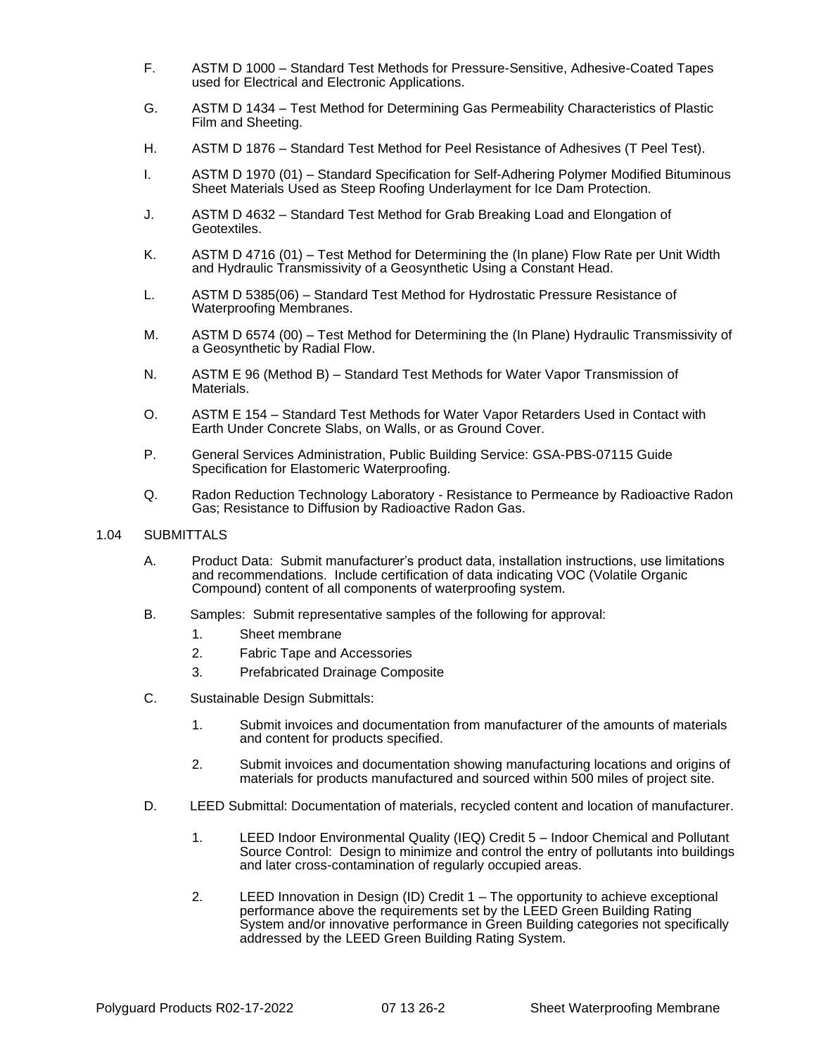F. ASTM D 1000 – Standard Test Methods for Pressure-Sensitive, Adhesive-Coated Tapes used for Electrical and Electronic Applications.

G. ASTM D 1434 – Test Method for Determining Gas Permeability Characteristics of Plastic Film and Sheeting.

H. ASTM D 1876 – Standard Test Method for Peel Resistance of Adhesives (T Peel Test).

I. ASTM D 1970 (01) – Standard Specification for Self-Adhering Polymer Modified Bituminous Sheet Materials Used as Steep Roofing Underlayment for Ice Dam Protection.

J. ASTM D 4632 – Standard Test Method for Grab Breaking Load and Elongation of Geotextiles.

K. ASTM D 4716 (01) – Test Method for Determining the (In plane) Flow Rate per Unit Width and Hydraulic Transmissivity of a Geosynthetic Using a Constant Head.

L. ASTM D 5385(06) – Standard Test Method for Hydrostatic Pressure Resistance of Waterproofing Membranes.

M. ASTM D 6574 (00) – Test Method for Determining the (In Plane) Hydraulic Transmissivity of a Geosynthetic by Radial Flow.

N. ASTM E 96 (Method B) – Standard Test Methods for Water Vapor Transmission of Materials.

O. ASTM E 154 – Standard Test Methods for Water Vapor Retarders Used in Contact with Earth Under Concrete Slabs, on Walls, or as Ground Cover.

P. General Services Administration, Public Building Service: GSA-PBS-07115 Guide Specification for Elastomeric Waterproofing.

Q. Radon Reduction Technology Laboratory - Resistance to Permeance by Radioactive Radon Gas; Resistance to Diffusion by Radioactive Radon Gas.

## 1.04 SUBMITTALS

A. Product Data: Submit manufacturer's product data, installation instructions, use limitations and recommendations. Include certification of data indicating VOC (Volatile Organic Compound) content of all components of waterproofing system.

B. Samples: Submit representative samples of the following for approval:

1. Sheet membrane
2. Fabric Tape and Accessories
3. Prefabricated Drainage Composite

C. Sustainable Design Submittals:

1. Submit invoices and documentation from manufacturer of the amounts of materials and content for products specified.

2. Submit invoices and documentation showing manufacturing locations and origins of materials for products manufactured and sourced within 500 miles of project site.

D. LEED Submittal: Documentation of materials, recycled content and location of manufacturer.

1. LEED Indoor Environmental Quality (IEQ) Credit 5 – Indoor Chemical and Pollutant Source Control: Design to minimize and control the entry of pollutants into buildings and later cross-contamination of regularly occupied areas.

2. LEED Innovation in Design (ID) Credit 1 – The opportunity to achieve exceptional performance above the requirements set by the LEED Green Building Rating System and/or innovative performance in Green Building categories not specifically addressed by the LEED Green Building Rating System.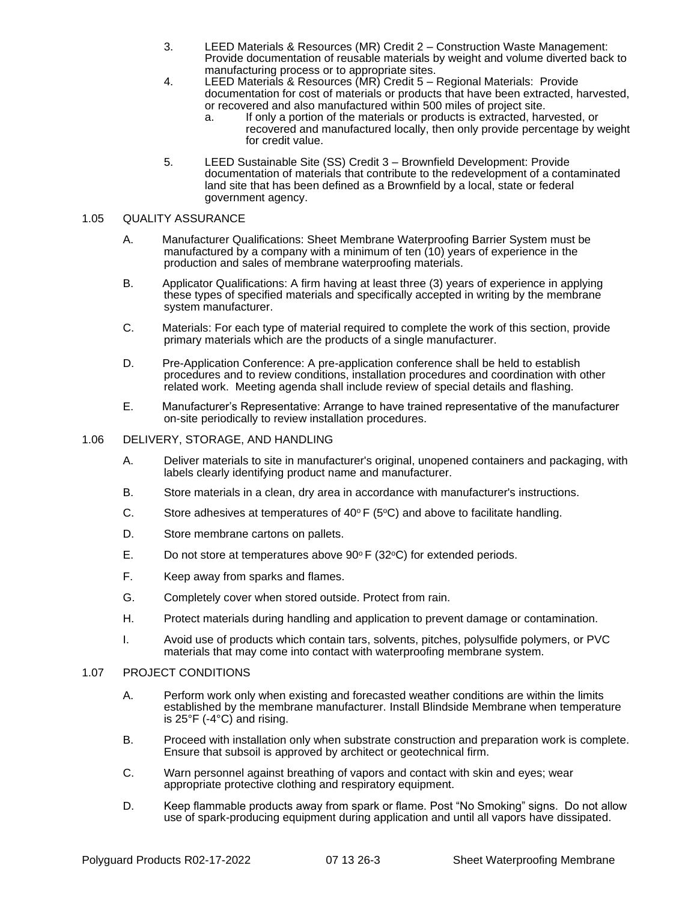3. LEED Materials & Resources (MR) Credit 2 – Construction Waste Management: Provide documentation of reusable materials by weight and volume diverted back to manufacturing process or to appropriate sites.
4. LEED Materials & Resources (MR) Credit 5 – Regional Materials: Provide documentation for cost of materials or products that have been extracted, harvested, or recovered and also manufactured within 500 miles of project site.
   a. If only a portion of the materials or products is extracted, harvested, or recovered and manufactured locally, then only provide percentage by weight for credit value.
5. LEED Sustainable Site (SS) Credit 3 – Brownfield Development: Provide documentation of materials that contribute to the redevelopment of a contaminated land site that has been defined as a Brownfield by a local, state or federal government agency.

## 1.05 QUALITY ASSURANCE

A. Manufacturer Qualifications: Sheet Membrane Waterproofing Barrier System must be manufactured by a company with a minimum of ten (10) years of experience in the production and sales of membrane waterproofing materials.

B. Applicator Qualifications: A firm having at least three (3) years of experience in applying these types of specified materials and specifically accepted in writing by the membrane system manufacturer.

C. Materials: For each type of material required to complete the work of this section, provide primary materials which are the products of a single manufacturer.

D. Pre-Application Conference: A pre-application conference shall be held to establish procedures and to review conditions, installation procedures and coordination with other related work. Meeting agenda shall include review of special details and flashing.

E. Manufacturer's Representative: Arrange to have trained representative of the manufacturer on-site periodically to review installation procedures.

## 1.06 DELIVERY, STORAGE, AND HANDLING

A. Deliver materials to site in manufacturer's original, unopened containers and packaging, with labels clearly identifying product name and manufacturer.

B. Store materials in a clean, dry area in accordance with manufacturer's instructions.

C. Store adhesives at temperatures of 40°F (5°C) and above to facilitate handling.

D. Store membrane cartons on pallets.

E. Do not store at temperatures above 90°F (32°C) for extended periods.

F. Keep away from sparks and flames.

G. Completely cover when stored outside. Protect from rain.

H. Protect materials during handling and application to prevent damage or contamination.

I. Avoid use of products which contain tars, solvents, pitches, polysulfide polymers, or PVC materials that may come into contact with waterproofing membrane system.

## 1.07 PROJECT CONDITIONS

A. Perform work only when existing and forecasted weather conditions are within the limits established by the membrane manufacturer. Install Blindside Membrane when temperature is 25°F (-4°C) and rising.

B. Proceed with installation only when substrate construction and preparation work is complete. Ensure that subsoil is approved by architect or geotechnical firm.

C. Warn personnel against breathing of vapors and contact with skin and eyes; wear appropriate protective clothing and respiratory equipment.

D. Keep flammable products away from spark or flame. Post "No Smoking" signs. Do not allow use of spark-producing equipment during application and until all vapors have dissipated.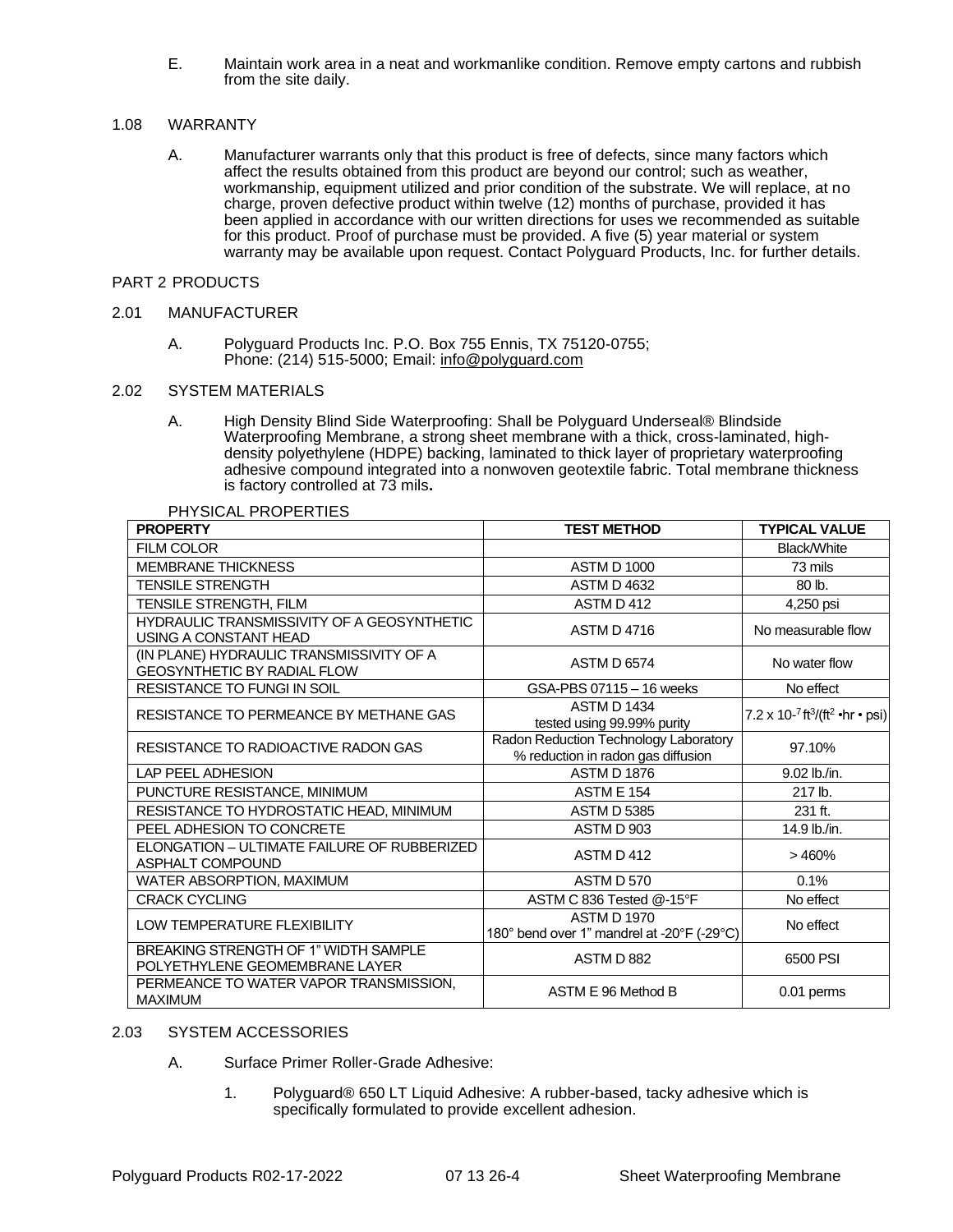E. Maintain work area in a neat and workmanlike condition. Remove empty cartons and rubbish from the site daily.

## 1.08 WARRANTY

A. Manufacturer warrants only that this product is free of defects, since many factors which affect the results obtained from this product are beyond our control; such as weather, workmanship, equipment utilized and prior condition of the substrate. We will replace, at no charge, proven defective product within twelve (12) months of purchase, provided it has been applied in accordance with our written directions for uses we recommended as suitable for this product. Proof of purchase must be provided. A five (5) year material or system warranty may be available upon request. Contact Polyguard Products, Inc. for further details.

# PART 2 PRODUCTS

## 2.01 MANUFACTURER

A. Polyguard Products Inc. P.O. Box 755 Ennis, TX 75120-0755; Phone: (214) 515-5000; Email: info@polyguard.com

## 2.02 SYSTEM MATERIALS

A. High Density Blind Side Waterproofing: Shall be Polyguard Underseal® Blindside Waterproofing Membrane, a strong sheet membrane with a thick, cross-laminated, high-density polyethylene (HDPE) backing, laminated to thick layer of proprietary waterproofing adhesive compound integrated into a nonwoven geotextile fabric. Total membrane thickness is factory controlled at 73 mils**.**

PHYSICAL PROPERTIES

| PROPERTY | TEST METHOD | TYPICAL VALUE |
|---|---|---|
| FILM COLOR | | Black/White |
| MEMBRANE THICKNESS | ASTM D 1000 | 73 mils |
| TENSILE STRENGTH | ASTM D 4632 | 80 lb. |
| TENSILE STRENGTH, FILM | ASTM D 412 | 4,250 psi |
| HYDRAULIC TRANSMISSIVITY OF A GEOSYNTHETIC USING A CONSTANT HEAD | ASTM D 4716 | No measurable flow |
| (IN PLANE) HYDRAULIC TRANSMISSIVITY OF A GEOSYNTHETIC BY RADIAL FLOW | ASTM D 6574 | No water flow |
| RESISTANCE TO FUNGI IN SOIL | GSA-PBS 07115 – 16 weeks | No effect |
| RESISTANCE TO PERMEANCE BY METHANE GAS | ASTM D 1434 tested using 99.99% purity | $7.2 \times 10^{-7}$ $ft^3/(ft^2 \cdot hr \cdot psi)$ |
| RESISTANCE TO RADIOACTIVE RADON GAS | Radon Reduction Technology Laboratory % reduction in radon gas diffusion | 97.10% |
| LAP PEEL ADHESION | ASTM D 1876 | 9.02 lb./in. |
| PUNCTURE RESISTANCE, MINIMUM | ASTM E 154 | 217 lb. |
| RESISTANCE TO HYDROSTATIC HEAD, MINIMUM | ASTM D 5385 | 231 ft. |
| PEEL ADHESION TO CONCRETE | ASTM D 903 | 14.9 lb./in. |
| ELONGATION – ULTIMATE FAILURE OF RUBBERIZED ASPHALT COMPOUND | ASTM D 412 | > 460% |
| WATER ABSORPTION, MAXIMUM | ASTM D 570 | 0.1% |
| CRACK CYCLING | ASTM C 836 Tested @-15°F | No effect |
| LOW TEMPERATURE FLEXIBILITY | ASTM D 1970 180° bend over 1" mandrel at -20°F (-29°C) | No effect |
| BREAKING STRENGTH OF 1" WIDTH SAMPLE POLYETHYLENE GEOMEMBRANE LAYER | ASTM D 882 | 6500 PSI |
| PERMEANCE TO WATER VAPOR TRANSMISSION, MAXIMUM | ASTM E 96 Method B | 0.01 perms |

## 2.03 SYSTEM ACCESSORIES

A. Surface Primer Roller-Grade Adhesive:

1. Polyguard® 650 LT Liquid Adhesive: A rubber-based, tacky adhesive which is specifically formulated to provide excellent adhesion.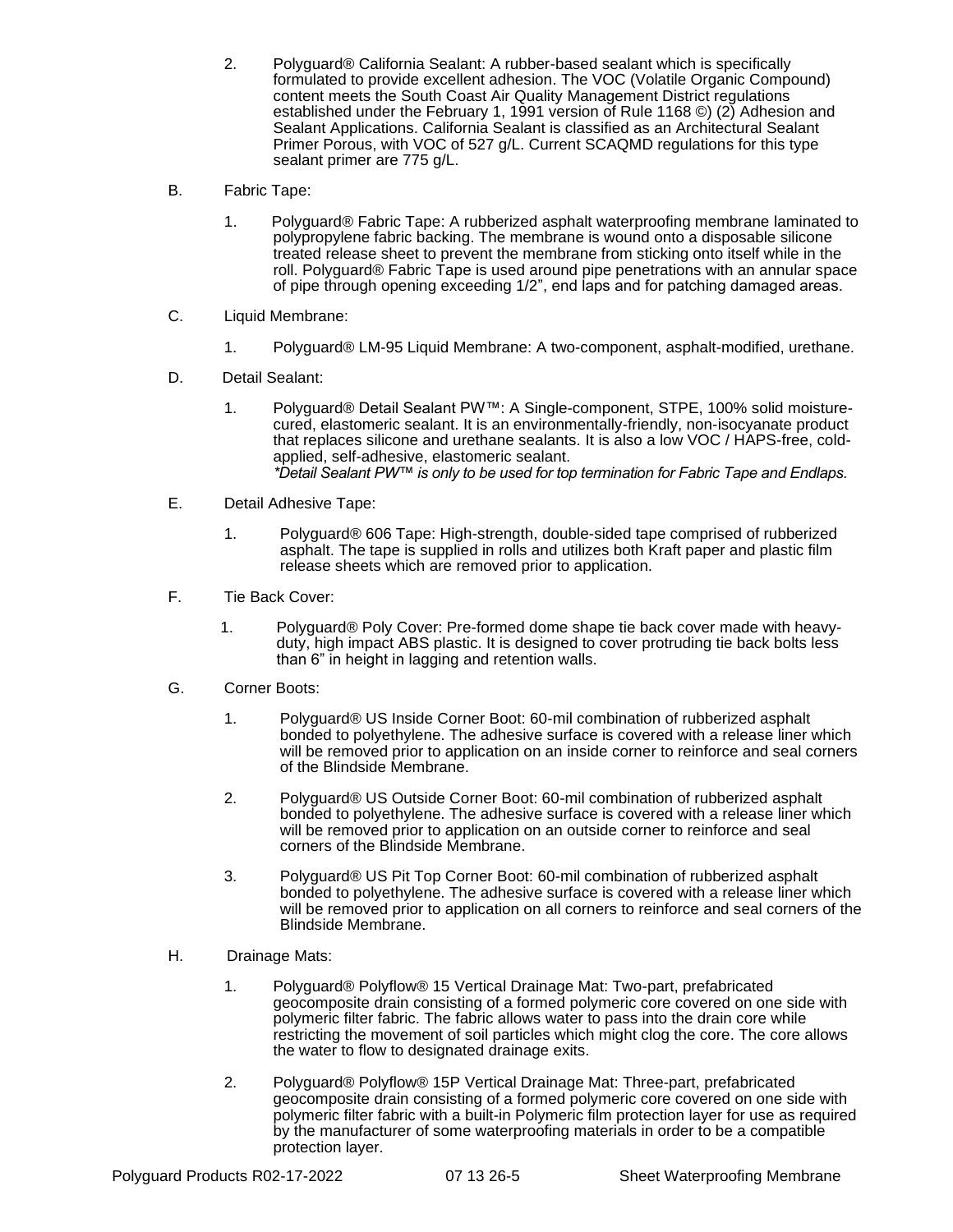2. Polyguard® California Sealant: A rubber-based sealant which is specifically formulated to provide excellent adhesion. The VOC (Volatile Organic Compound) content meets the South Coast Air Quality Management District regulations established under the February 1, 1991 version of Rule 1168 ©) (2) Adhesion and Sealant Applications. California Sealant is classified as an Architectural Sealant Primer Porous, with VOC of 527 g/L. Current SCAQMD regulations for this type sealant primer are 775 g/L.

B. Fabric Tape:

1. Polyguard® Fabric Tape: A rubberized asphalt waterproofing membrane laminated to polypropylene fabric backing. The membrane is wound onto a disposable silicone treated release sheet to prevent the membrane from sticking onto itself while in the roll. Polyguard® Fabric Tape is used around pipe penetrations with an annular space of pipe through opening exceeding 1/2", end laps and for patching damaged areas.

C. Liquid Membrane:

1. Polyguard® LM-95 Liquid Membrane: A two-component, asphalt-modified, urethane.

D. Detail Sealant:

1. Polyguard® Detail Sealant PW™: A Single-component, STPE, 100% solid moisture-cured, elastomeric sealant. It is an environmentally-friendly, non-isocyanate product that replaces silicone and urethane sealants. It is also a low VOC / HAPS-free, cold-applied, self-adhesive, elastomeric sealant.
*\*Detail Sealant PW™ is only to be used for top termination for Fabric Tape and Endlaps.*

E. Detail Adhesive Tape:

1. Polyguard® 606 Tape: High-strength, double-sided tape comprised of rubberized asphalt. The tape is supplied in rolls and utilizes both Kraft paper and plastic film release sheets which are removed prior to application.

F. Tie Back Cover:

1. Polyguard® Poly Cover: Pre-formed dome shape tie back cover made with heavy-duty, high impact ABS plastic. It is designed to cover protruding tie back bolts less than 6" in height in lagging and retention walls.

G. Corner Boots:

1. Polyguard® US Inside Corner Boot: 60-mil combination of rubberized asphalt bonded to polyethylene. The adhesive surface is covered with a release liner which will be removed prior to application on an inside corner to reinforce and seal corners of the Blindside Membrane.

2. Polyguard® US Outside Corner Boot: 60-mil combination of rubberized asphalt bonded to polyethylene. The adhesive surface is covered with a release liner which will be removed prior to application on an outside corner to reinforce and seal corners of the Blindside Membrane.

3. Polyguard® US Pit Top Corner Boot: 60-mil combination of rubberized asphalt bonded to polyethylene. The adhesive surface is covered with a release liner which will be removed prior to application on all corners to reinforce and seal corners of the Blindside Membrane.

H. Drainage Mats:

1. Polyguard® Polyflow® 15 Vertical Drainage Mat: Two-part, prefabricated geocomposite drain consisting of a formed polymeric core covered on one side with polymeric filter fabric. The fabric allows water to pass into the drain core while restricting the movement of soil particles which might clog the core. The core allows the water to flow to designated drainage exits.

2. Polyguard® Polyflow® 15P Vertical Drainage Mat: Three-part, prefabricated geocomposite drain consisting of a formed polymeric core covered on one side with polymeric filter fabric with a built-in Polymeric film protection layer for use as required by the manufacturer of some waterproofing materials in order to be a compatible protection layer.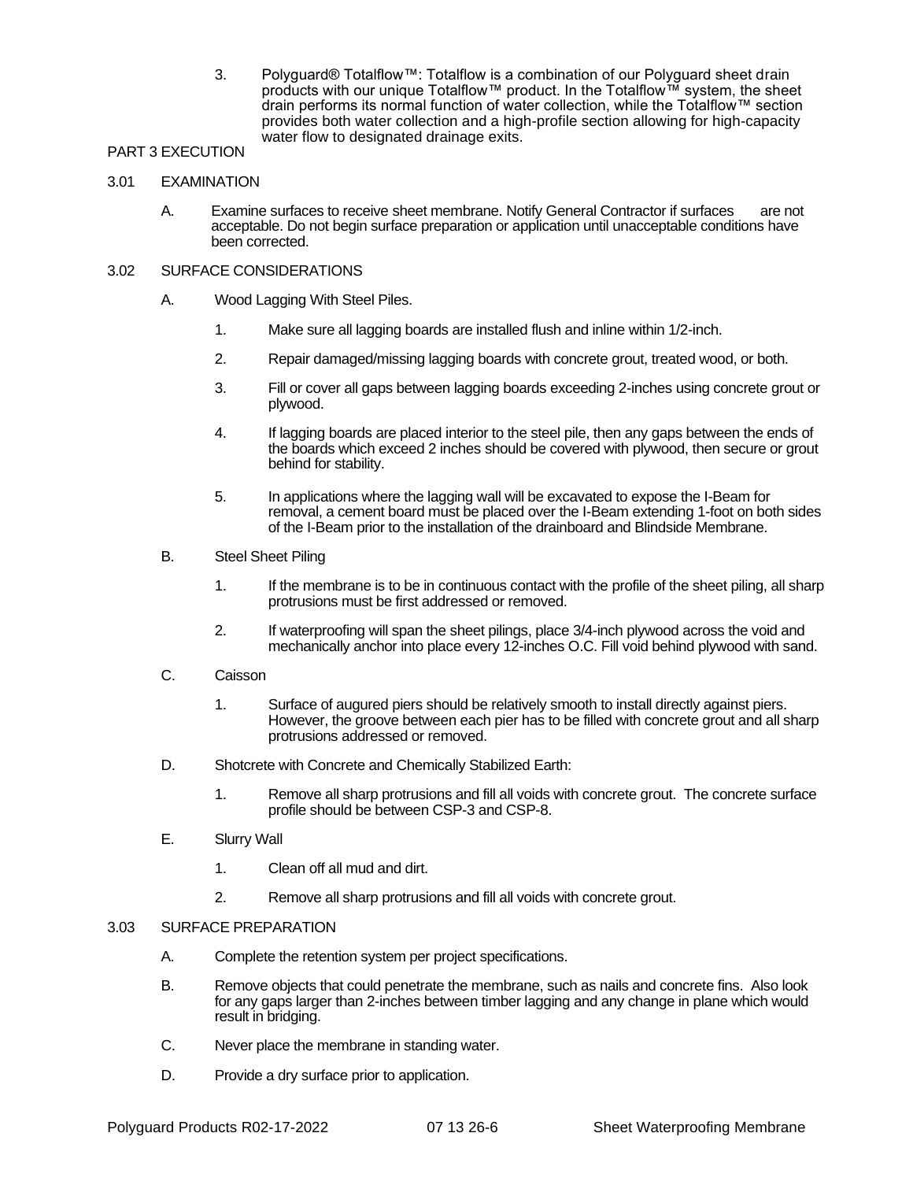3. Polyguard® Totalflow™: Totalflow is a combination of our Polyguard sheet drain products with our unique Totalflow™ product. In the Totalflow™ system, the sheet drain performs its normal function of water collection, while the Totalflow™ section provides both water collection and a high-profile section allowing for high-capacity water flow to designated drainage exits.

## PART 3 EXECUTION

### 3.01 EXAMINATION

A. Examine surfaces to receive sheet membrane. Notify General Contractor if surfaces are not acceptable. Do not begin surface preparation or application until unacceptable conditions have been corrected.

### 3.02 SURFACE CONSIDERATIONS

A. Wood Lagging With Steel Piles.

1. Make sure all lagging boards are installed flush and inline within 1/2-inch.
2. Repair damaged/missing lagging boards with concrete grout, treated wood, or both.
3. Fill or cover all gaps between lagging boards exceeding 2-inches using concrete grout or plywood.
4. If lagging boards are placed interior to the steel pile, then any gaps between the ends of the boards which exceed 2 inches should be covered with plywood, then secure or grout behind for stability.
5. In applications where the lagging wall will be excavated to expose the I-Beam for removal, a cement board must be placed over the I-Beam extending 1-foot on both sides of the I-Beam prior to the installation of the drainboard and Blindside Membrane.

B. Steel Sheet Piling

1. If the membrane is to be in continuous contact with the profile of the sheet piling, all sharp protrusions must be first addressed or removed.
2. If waterproofing will span the sheet pilings, place 3/4-inch plywood across the void and mechanically anchor into place every 12-inches O.C. Fill void behind plywood with sand.

C. Caisson

1. Surface of augured piers should be relatively smooth to install directly against piers. However, the groove between each pier has to be filled with concrete grout and all sharp protrusions addressed or removed.

D. Shotcrete with Concrete and Chemically Stabilized Earth:

1. Remove all sharp protrusions and fill all voids with concrete grout. The concrete surface profile should be between CSP-3 and CSP-8.

E. Slurry Wall

1. Clean off all mud and dirt.
2. Remove all sharp protrusions and fill all voids with concrete grout.

### 3.03 SURFACE PREPARATION

A. Complete the retention system per project specifications.

B. Remove objects that could penetrate the membrane, such as nails and concrete fins. Also look for any gaps larger than 2-inches between timber lagging and any change in plane which would result in bridging.

C. Never place the membrane in standing water.

D. Provide a dry surface prior to application.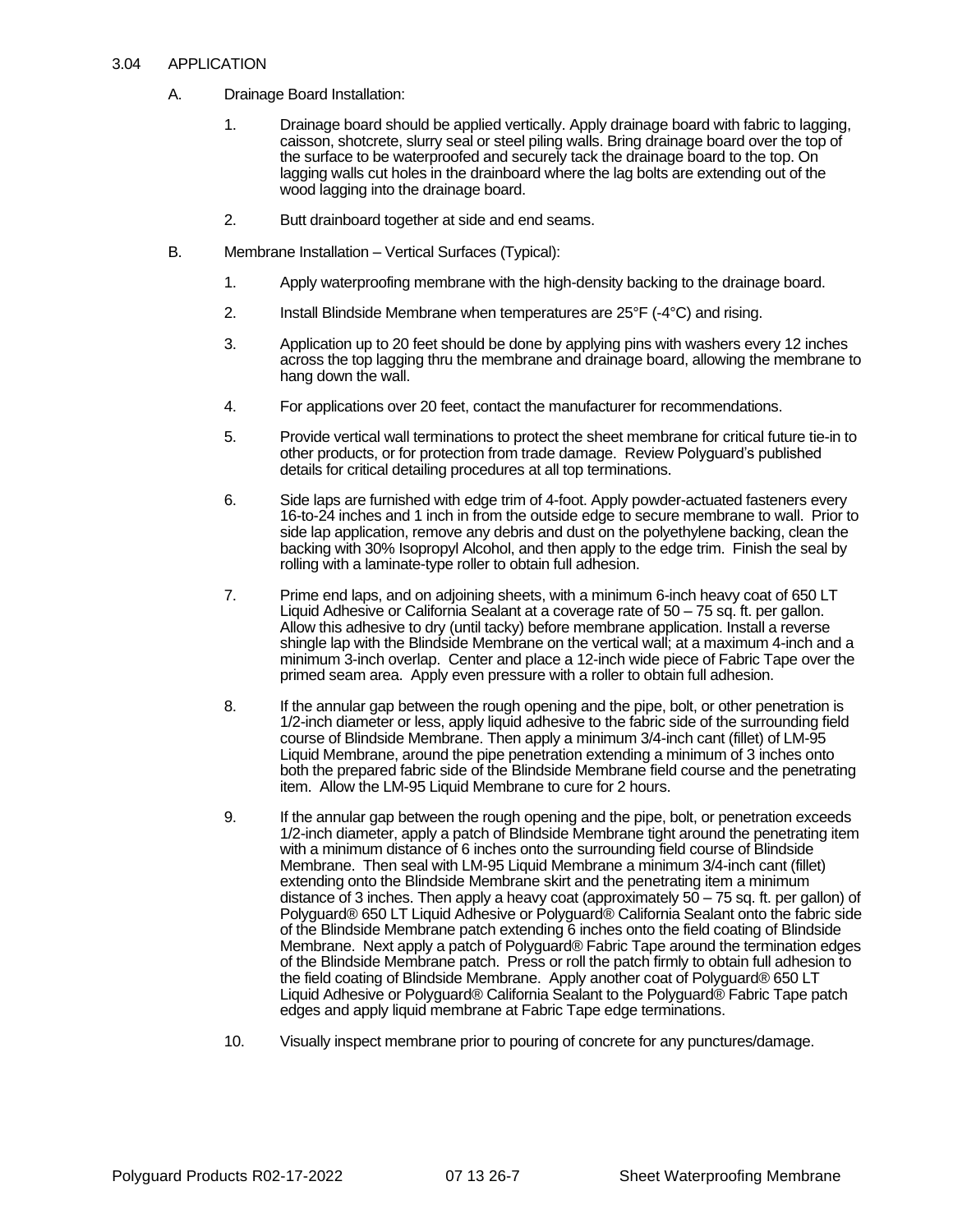## 3.04 APPLICATION

A. Drainage Board Installation:

1. Drainage board should be applied vertically. Apply drainage board with fabric to lagging, caisson, shotcrete, slurry seal or steel piling walls. Bring drainage board over the top of the surface to be waterproofed and securely tack the drainage board to the top. On lagging walls cut holes in the drainboard where the lag bolts are extending out of the wood lagging into the drainage board.

2. Butt drainboard together at side and end seams.

B. Membrane Installation – Vertical Surfaces (Typical):

1. Apply waterproofing membrane with the high-density backing to the drainage board.

2. Install Blindside Membrane when temperatures are 25°F (-4°C) and rising.

3. Application up to 20 feet should be done by applying pins with washers every 12 inches across the top lagging thru the membrane and drainage board, allowing the membrane to hang down the wall.

4. For applications over 20 feet, contact the manufacturer for recommendations.

5. Provide vertical wall terminations to protect the sheet membrane for critical future tie-in to other products, or for protection from trade damage. Review Polyguard's published details for critical detailing procedures at all top terminations.

6. Side laps are furnished with edge trim of 4-foot. Apply powder-actuated fasteners every 16-to-24 inches and 1 inch in from the outside edge to secure membrane to wall. Prior to side lap application, remove any debris and dust on the polyethylene backing, clean the backing with 30% Isopropyl Alcohol, and then apply to the edge trim. Finish the seal by rolling with a laminate-type roller to obtain full adhesion.

7. Prime end laps, and on adjoining sheets, with a minimum 6-inch heavy coat of 650 LT Liquid Adhesive or California Sealant at a coverage rate of 50 – 75 sq. ft. per gallon. Allow this adhesive to dry (until tacky) before membrane application. Install a reverse shingle lap with the Blindside Membrane on the vertical wall; at a maximum 4-inch and a minimum 3-inch overlap. Center and place a 12-inch wide piece of Fabric Tape over the primed seam area. Apply even pressure with a roller to obtain full adhesion.

8. If the annular gap between the rough opening and the pipe, bolt, or other penetration is 1/2-inch diameter or less, apply liquid adhesive to the fabric side of the surrounding field course of Blindside Membrane. Then apply a minimum 3/4-inch cant (fillet) of LM-95 Liquid Membrane, around the pipe penetration extending a minimum of 3 inches onto both the prepared fabric side of the Blindside Membrane field course and the penetrating item. Allow the LM-95 Liquid Membrane to cure for 2 hours.

9. If the annular gap between the rough opening and the pipe, bolt, or penetration exceeds 1/2-inch diameter, apply a patch of Blindside Membrane tight around the penetrating item with a minimum distance of 6 inches onto the surrounding field course of Blindside Membrane. Then seal with LM-95 Liquid Membrane a minimum 3/4-inch cant (fillet) extending onto the Blindside Membrane skirt and the penetrating item a minimum distance of 3 inches. Then apply a heavy coat (approximately 50 – 75 sq. ft. per gallon) of Polyguard® 650 LT Liquid Adhesive or Polyguard® California Sealant onto the fabric side of the Blindside Membrane patch extending 6 inches onto the field coating of Blindside Membrane. Next apply a patch of Polyguard® Fabric Tape around the termination edges of the Blindside Membrane patch. Press or roll the patch firmly to obtain full adhesion to the field coating of Blindside Membrane. Apply another coat of Polyguard® 650 LT Liquid Adhesive or Polyguard® California Sealant to the Polyguard® Fabric Tape patch edges and apply liquid membrane at Fabric Tape edge terminations.

10. Visually inspect membrane prior to pouring of concrete for any punctures/damage.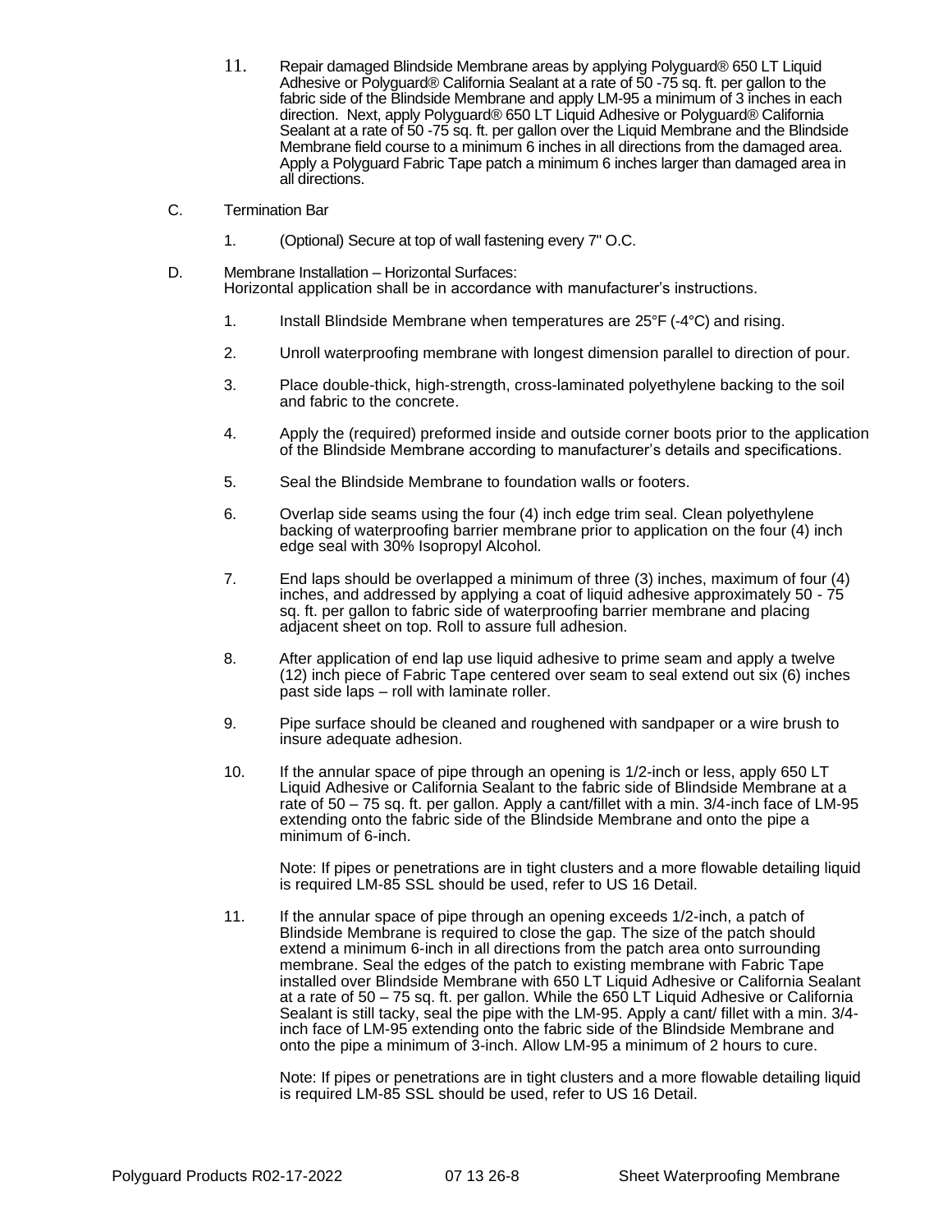11. Repair damaged Blindside Membrane areas by applying Polyguard® 650 LT Liquid Adhesive or Polyguard® California Sealant at a rate of 50 -75 sq. ft. per gallon to the fabric side of the Blindside Membrane and apply LM-95 a minimum of 3 inches in each direction. Next, apply Polyguard® 650 LT Liquid Adhesive or Polyguard® California Sealant at a rate of 50 -75 sq. ft. per gallon over the Liquid Membrane and the Blindside Membrane field course to a minimum 6 inches in all directions from the damaged area. Apply a Polyguard Fabric Tape patch a minimum 6 inches larger than damaged area in all directions.

C. Termination Bar

1. (Optional) Secure at top of wall fastening every 7" O.C.

D. Membrane Installation – Horizontal Surfaces:
Horizontal application shall be in accordance with manufacturer's instructions.

1. Install Blindside Membrane when temperatures are 25°F (-4°C) and rising.

2. Unroll waterproofing membrane with longest dimension parallel to direction of pour.

3. Place double-thick, high-strength, cross-laminated polyethylene backing to the soil and fabric to the concrete.

4. Apply the (required) preformed inside and outside corner boots prior to the application of the Blindside Membrane according to manufacturer's details and specifications.

5. Seal the Blindside Membrane to foundation walls or footers.

6. Overlap side seams using the four (4) inch edge trim seal. Clean polyethylene backing of waterproofing barrier membrane prior to application on the four (4) inch edge seal with 30% Isopropyl Alcohol.

7. End laps should be overlapped a minimum of three (3) inches, maximum of four (4) inches, and addressed by applying a coat of liquid adhesive approximately 50 - 75 sq. ft. per gallon to fabric side of waterproofing barrier membrane and placing adjacent sheet on top. Roll to assure full adhesion.

8. After application of end lap use liquid adhesive to prime seam and apply a twelve (12) inch piece of Fabric Tape centered over seam to seal extend out six (6) inches past side laps – roll with laminate roller.

9. Pipe surface should be cleaned and roughened with sandpaper or a wire brush to insure adequate adhesion.

10. If the annular space of pipe through an opening is 1/2-inch or less, apply 650 LT Liquid Adhesive or California Sealant to the fabric side of Blindside Membrane at a rate of 50 – 75 sq. ft. per gallon. Apply a cant/fillet with a min. 3/4-inch face of LM-95 extending onto the fabric side of the Blindside Membrane and onto the pipe a minimum of 6-inch.

   Note: If pipes or penetrations are in tight clusters and a more flowable detailing liquid is required LM-85 SSL should be used, refer to US 16 Detail.

11. If the annular space of pipe through an opening exceeds 1/2-inch, a patch of Blindside Membrane is required to close the gap. The size of the patch should extend a minimum 6-inch in all directions from the patch area onto surrounding membrane. Seal the edges of the patch to existing membrane with Fabric Tape installed over Blindside Membrane with 650 LT Liquid Adhesive or California Sealant at a rate of 50 – 75 sq. ft. per gallon. While the 650 LT Liquid Adhesive or California Sealant is still tacky, seal the pipe with the LM-95. Apply a cant/ fillet with a min. 3/4-inch face of LM-95 extending onto the fabric side of the Blindside Membrane and onto the pipe a minimum of 3-inch. Allow LM-95 a minimum of 2 hours to cure.

    Note: If pipes or penetrations are in tight clusters and a more flowable detailing liquid is required LM-85 SSL should be used, refer to US 16 Detail.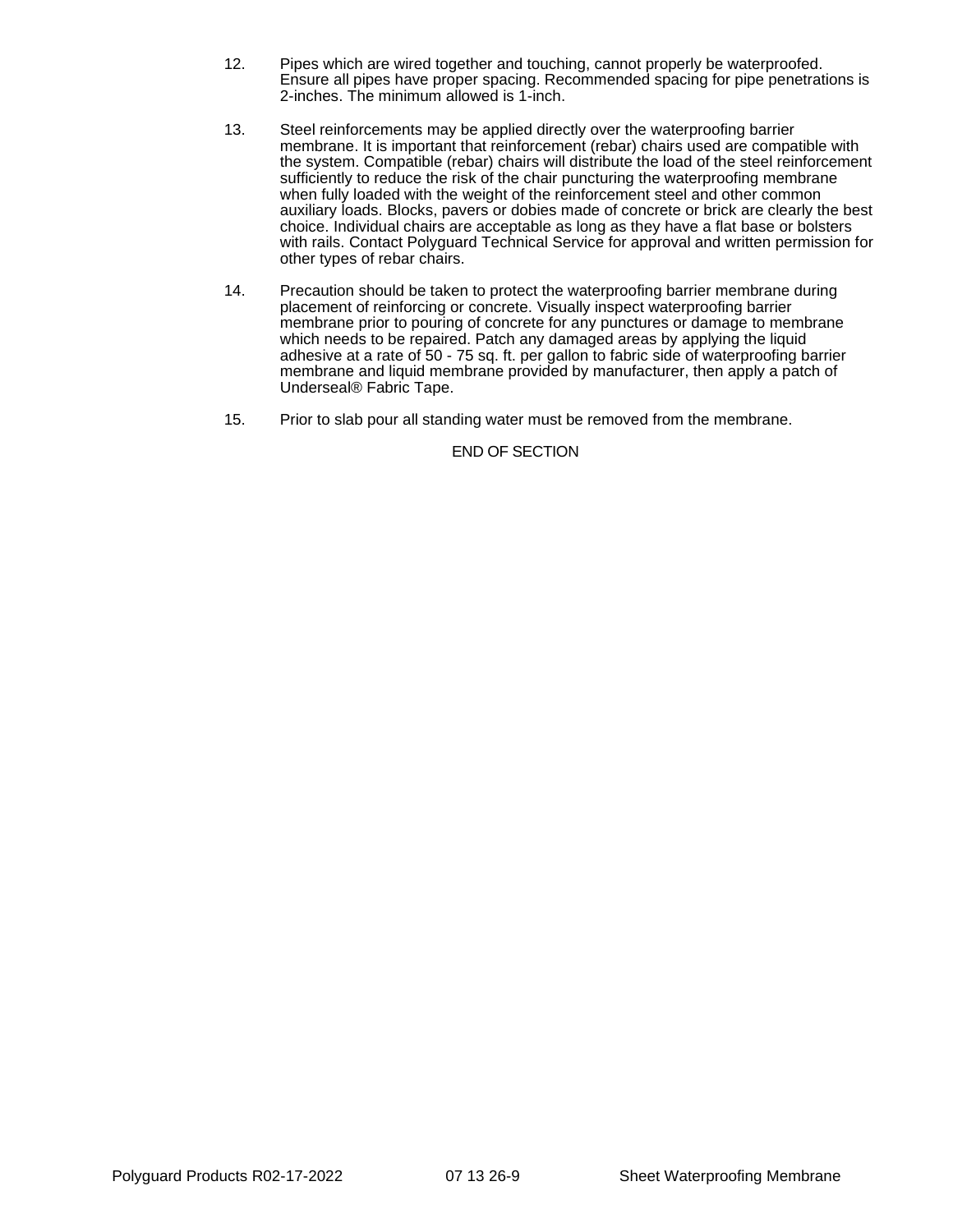12. Pipes which are wired together and touching, cannot properly be waterproofed. Ensure all pipes have proper spacing. Recommended spacing for pipe penetrations is 2-inches. The minimum allowed is 1-inch.

13. Steel reinforcements may be applied directly over the waterproofing barrier membrane. It is important that reinforcement (rebar) chairs used are compatible with the system. Compatible (rebar) chairs will distribute the load of the steel reinforcement sufficiently to reduce the risk of the chair puncturing the waterproofing membrane when fully loaded with the weight of the reinforcement steel and other common auxiliary loads. Blocks, pavers or dobies made of concrete or brick are clearly the best choice. Individual chairs are acceptable as long as they have a flat base or bolsters with rails. Contact Polyguard Technical Service for approval and written permission for other types of rebar chairs.

14. Precaution should be taken to protect the waterproofing barrier membrane during placement of reinforcing or concrete. Visually inspect waterproofing barrier membrane prior to pouring of concrete for any punctures or damage to membrane which needs to be repaired. Patch any damaged areas by applying the liquid adhesive at a rate of 50 - 75 sq. ft. per gallon to fabric side of waterproofing barrier membrane and liquid membrane provided by manufacturer, then apply a patch of Underseal® Fabric Tape.

15. Prior to slab pour all standing water must be removed from the membrane.

END OF SECTION